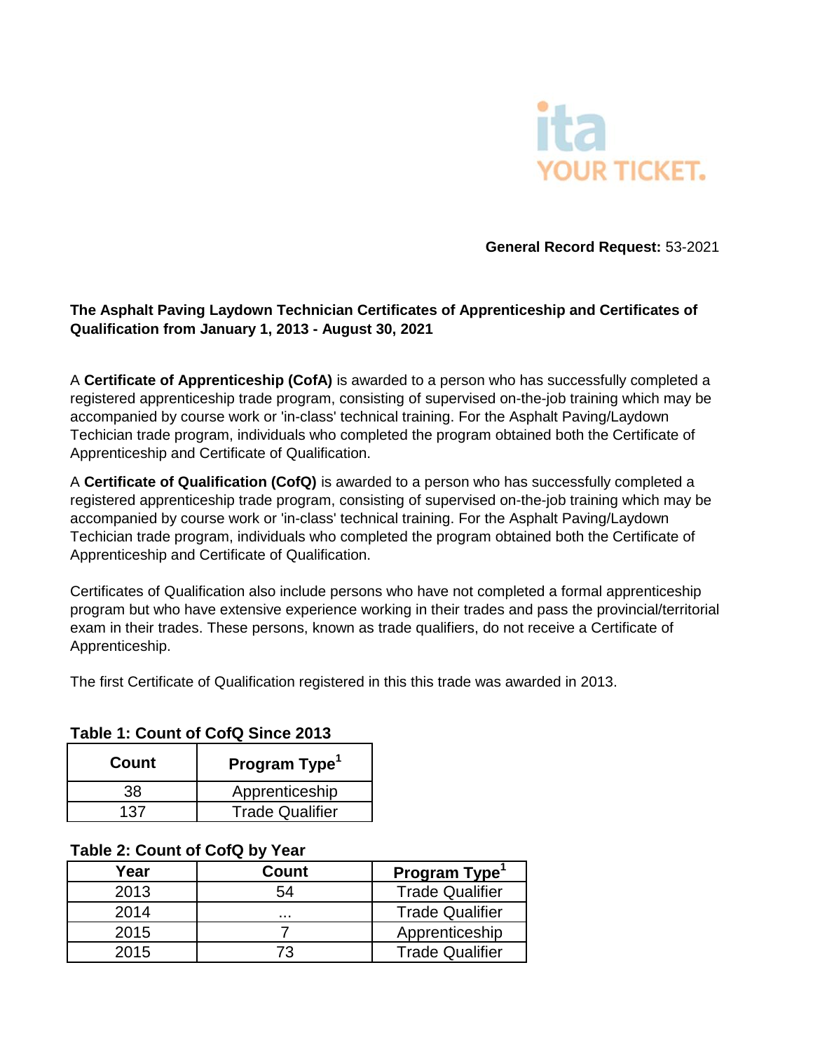ita
YOUR TICKET.

**General Record Request:** 53-2021

**The Asphalt Paving Laydown Technician Certificates of Apprenticeship and Certificates of Qualification from January 1, 2013 - August 30, 2021**

A **Certificate of Apprenticeship (CofA)** is awarded to a person who has successfully completed a registered apprenticeship trade program, consisting of supervised on-the-job training which may be accompanied by course work or 'in-class' technical training. For the Asphalt Paving/Laydown Techician trade program, individuals who completed the program obtained both the Certificate of Apprenticeship and Certificate of Qualification.

A **Certificate of Qualification (CofQ)** is awarded to a person who has successfully completed a registered apprenticeship trade program, consisting of supervised on-the-job training which may be accompanied by course work or 'in-class' technical training. For the Asphalt Paving/Laydown Techician trade program, individuals who completed the program obtained both the Certificate of Apprenticeship and Certificate of Qualification.

Certificates of Qualification also include persons who have not completed a formal apprenticeship program but who have extensive experience working in their trades and pass the provincial/territorial exam in their trades. These persons, known as trade qualifiers, do not receive a Certificate of Apprenticeship.

The first Certificate of Qualification registered in this this trade was awarded in 2013.

**Table 1: Count of CofQ Since 2013**

| Count | Program Type[1] |
|---|---|
| 38 | Apprenticeship |
| 137 | Trade Qualifier |

**Table 2: Count of CofQ by Year**

| Year | Count | Program Type[1] |
|---|---|---|
| 2013 | 54 | Trade Qualifier |
| 2014 | ... | Trade Qualifier |
| 2015 | 7 | Apprenticeship |
| 2015 | 73 | Trade Qualifier |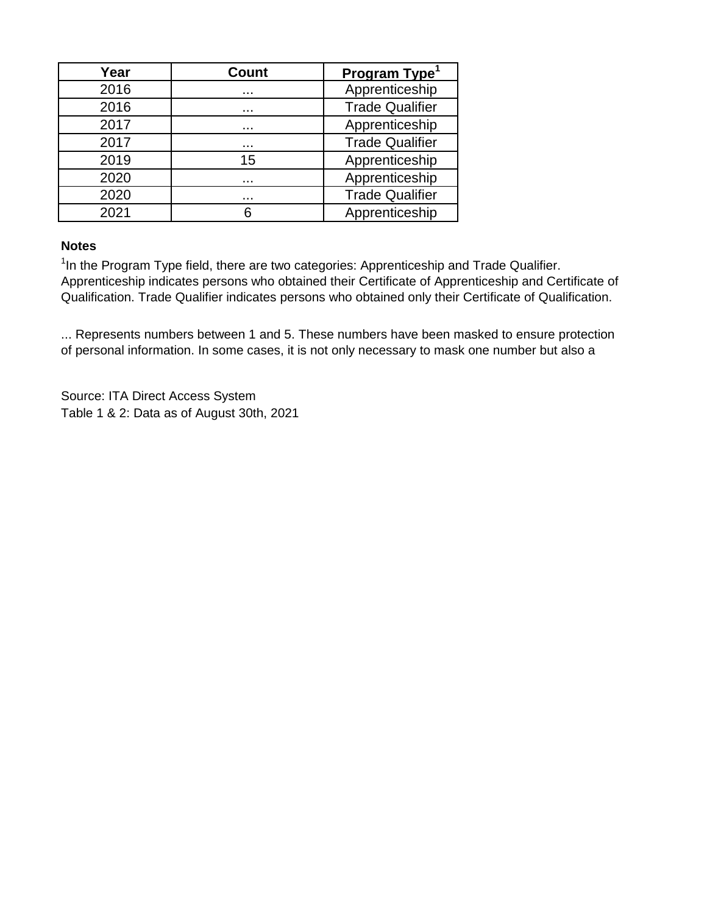| Year | Count | Program Type[1] |
|---|---|---|
| 2016 | ... | Apprenticeship |
| 2016 | ... | Trade Qualifier |
| 2017 | ... | Apprenticeship |
| 2017 | ... | Trade Qualifier |
| 2019 | 15 | Apprenticeship |
| 2020 | ... | Apprenticeship |
| 2020 | ... | Trade Qualifier |
| 2021 | 6 | Apprenticeship |

**Notes**

[1]In the Program Type field, there are two categories: Apprenticeship and Trade Qualifier. Apprenticeship indicates persons who obtained their Certificate of Apprenticeship and Certificate of Qualification. Trade Qualifier indicates persons who obtained only their Certificate of Qualification.

... Represents numbers between 1 and 5. These numbers have been masked to ensure protection of personal information. In some cases, it is not only necessary to mask one number but also a

Source: ITA Direct Access System
Table 1 & 2: Data as of August 30th, 2021